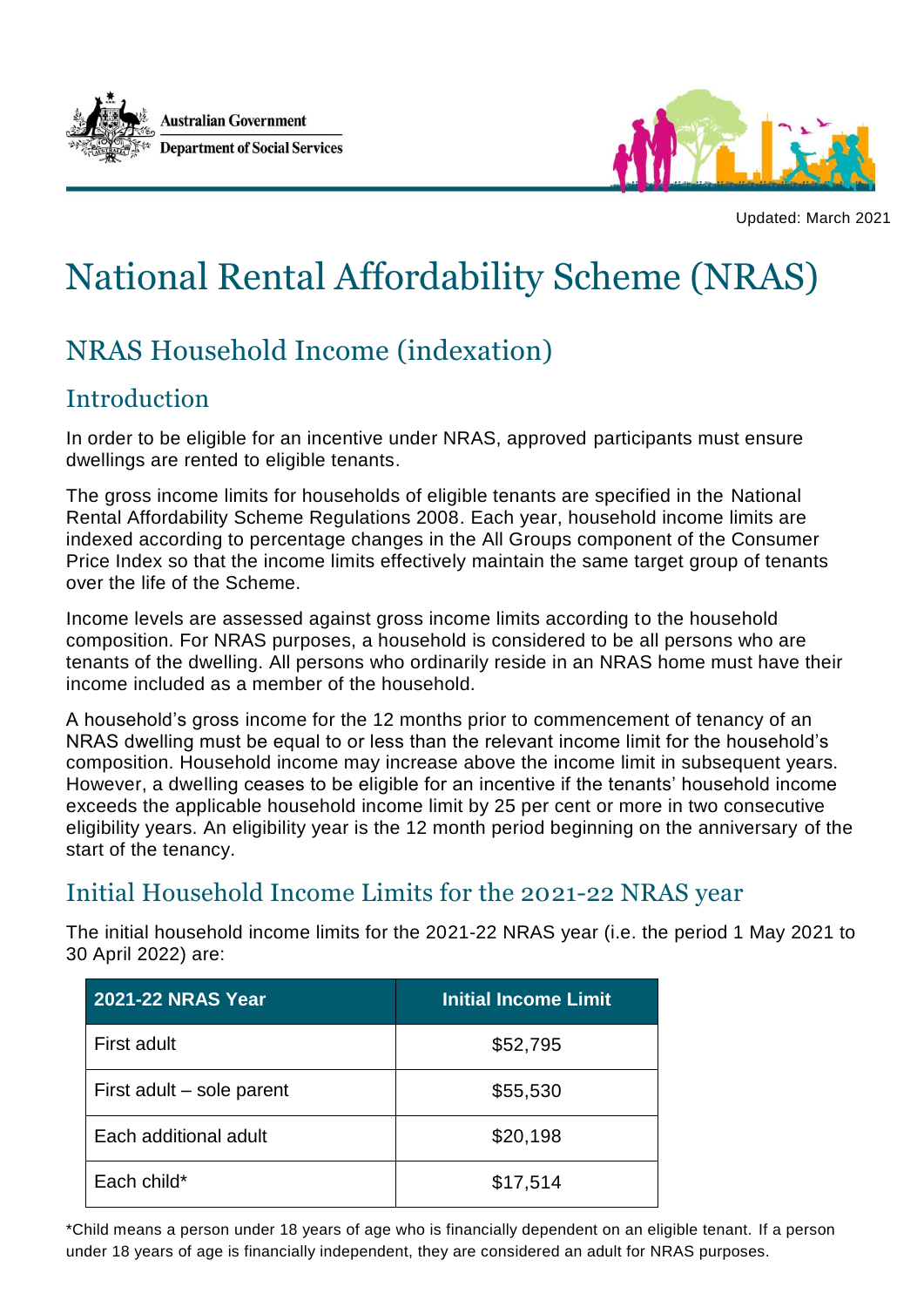Australian Government

Department of Social Services

Updated: March 2021

# National Rental Affordability Scheme (NRAS)

## NRAS Household Income (indexation)

### Introduction

In order to be eligible for an incentive under NRAS, approved participants must ensure dwellings are rented to eligible tenants.

The gross income limits for households of eligible tenants are specified in the National Rental Affordability Scheme Regulations 2008. Each year, household income limits are indexed according to percentage changes in the All Groups component of the Consumer Price Index so that the income limits effectively maintain the same target group of tenants over the life of the Scheme.

Income levels are assessed against gross income limits according to the household composition. For NRAS purposes, a household is considered to be all persons who are tenants of the dwelling. All persons who ordinarily reside in an NRAS home must have their income included as a member of the household.

A household's gross income for the 12 months prior to commencement of tenancy of an NRAS dwelling must be equal to or less than the relevant income limit for the household's composition. Household income may increase above the income limit in subsequent years. However, a dwelling ceases to be eligible for an incentive if the tenants' household income exceeds the applicable household income limit by 25 per cent or more in two consecutive eligibility years. An eligibility year is the 12 month period beginning on the anniversary of the start of the tenancy.

### Initial Household Income Limits for the 2021-22 NRAS year

The initial household income limits for the 2021-22 NRAS year (i.e. the period 1 May 2021 to 30 April 2022) are:

| 2021-22 NRAS Year | Initial Income Limit |
|---|---|
| First adult | $52,795 |
| First adult – sole parent | $55,530 |
| Each additional adult | $20,198 |
| Each child* | $17,514 |

*Child means a person under 18 years of age who is financially dependent on an eligible tenant. If a person under 18 years of age is financially independent, they are considered an adult for NRAS purposes.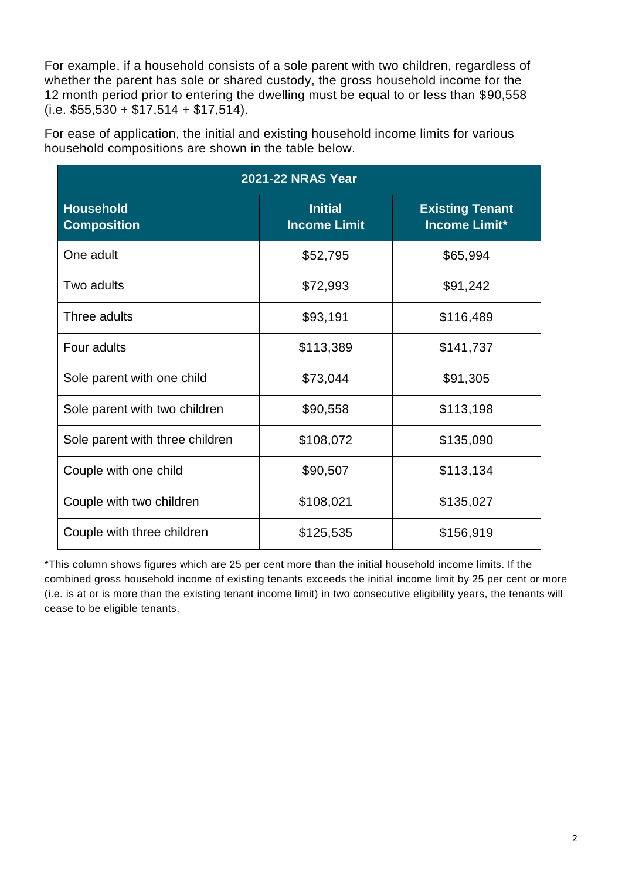For example, if a household consists of a sole parent with two children, regardless of whether the parent has sole or shared custody, the gross household income for the 12 month period prior to entering the dwelling must be equal to or less than $90,558 (i.e. $55,530 + $17,514 + $17,514).

For ease of application, the initial and existing household income limits for various household compositions are shown in the table below.

| 2021-22 NRAS Year | | |
|---|---|---|
| **Household Composition** | **Initial Income Limit** | **Existing Tenant Income Limit*** |
| One adult | $52,795 | $65,994 |
| Two adults | $72,993 | $91,242 |
| Three adults | $93,191 | $116,489 |
| Four adults | $113,389 | $141,737 |
| Sole parent with one child | $73,044 | $91,305 |
| Sole parent with two children | $90,558 | $113,198 |
| Sole parent with three children | $108,072 | $135,090 |
| Couple with one child | $90,507 | $113,134 |
| Couple with two children | $108,021 | $135,027 |
| Couple with three children | $125,535 | $156,919 |

*This column shows figures which are 25 per cent more than the initial household income limits. If the combined gross household income of existing tenants exceeds the initial income limit by 25 per cent or more (i.e. is at or is more than the existing tenant income limit) in two consecutive eligibility years, the tenants will cease to be eligible tenants.